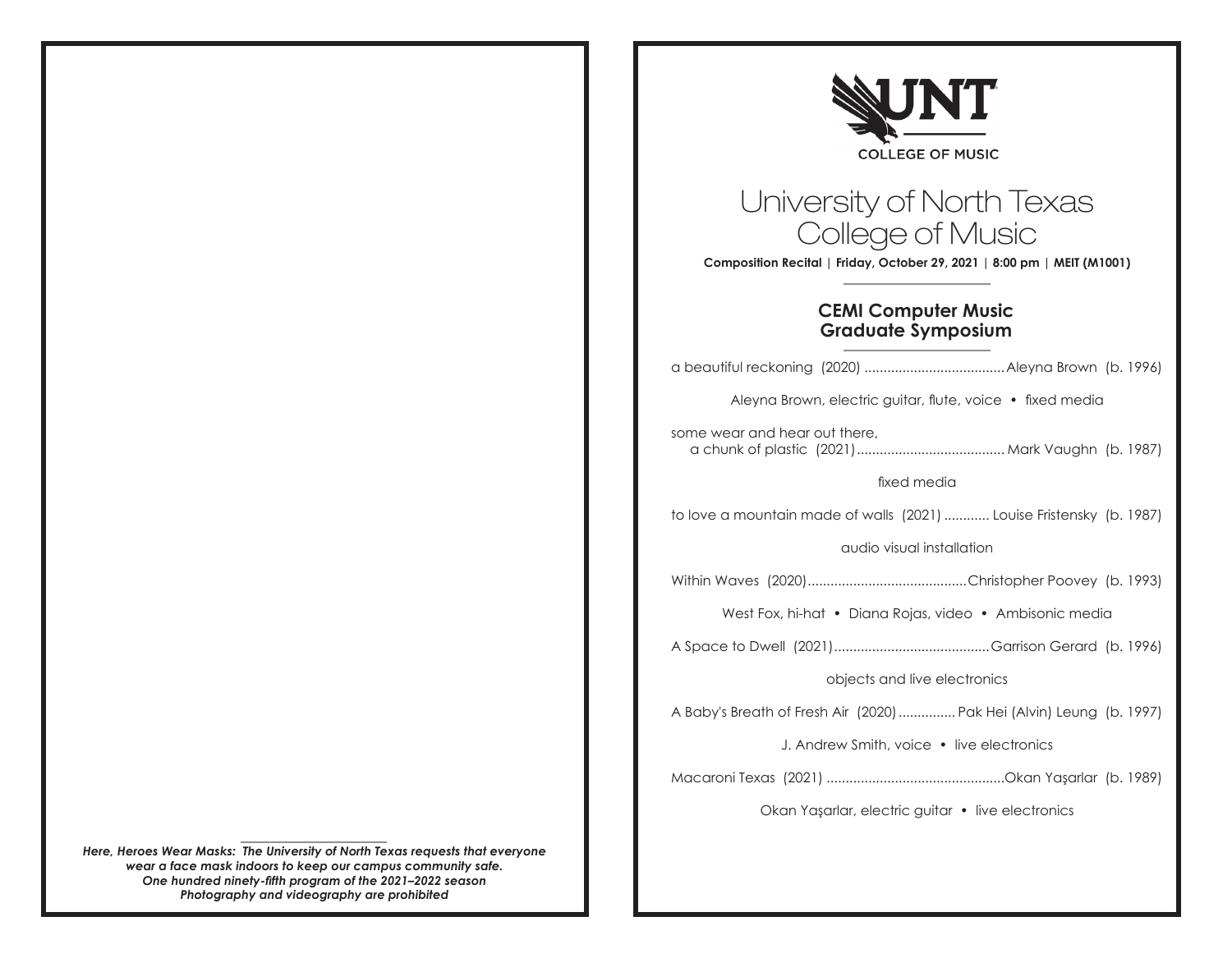UNT

COLLEGE OF MUSIC

# University of North Texas College of Music

**Composition Recital | Friday, October 29, 2021 | 8:00 pm | MEIT (M1001)**

## CEMI Computer Music Graduate Symposium

a beautiful reckoning (2020) .................................... Aleyna Brown (b. 1996)

Aleyna Brown, electric guitar, flute, voice • fixed media

some wear and hear out there,
a chunk of plastic (2021) ...................................... Mark Vaughn (b. 1987)

fixed media

to love a mountain made of walls (2021) ............ Louise Fristensky (b. 1987)

audio visual installation

Within Waves (2020) .......................................... Christopher Poovey (b. 1993)

West Fox, hi-hat • Diana Rojas, video • Ambisonic media

A Space to Dwell (2021) ......................................... Garrison Gerard (b. 1996)

objects and live electronics

A Baby's Breath of Fresh Air (2020) ............... Pak Hei (Alvin) Leung (b. 1997)

J. Andrew Smith, voice • live electronics

Macaroni Texas (2021) .............................................. Okan Yaşarlar (b. 1989)

Okan Yaşarlar, electric guitar • live electronics

---

*Here, Heroes Wear Masks: The University of North Texas requests that everyone wear a face mask indoors to keep our campus community safe.*
*One hundred ninety-fifth program of the 2021–2022 season*
*Photography and videography are prohibited*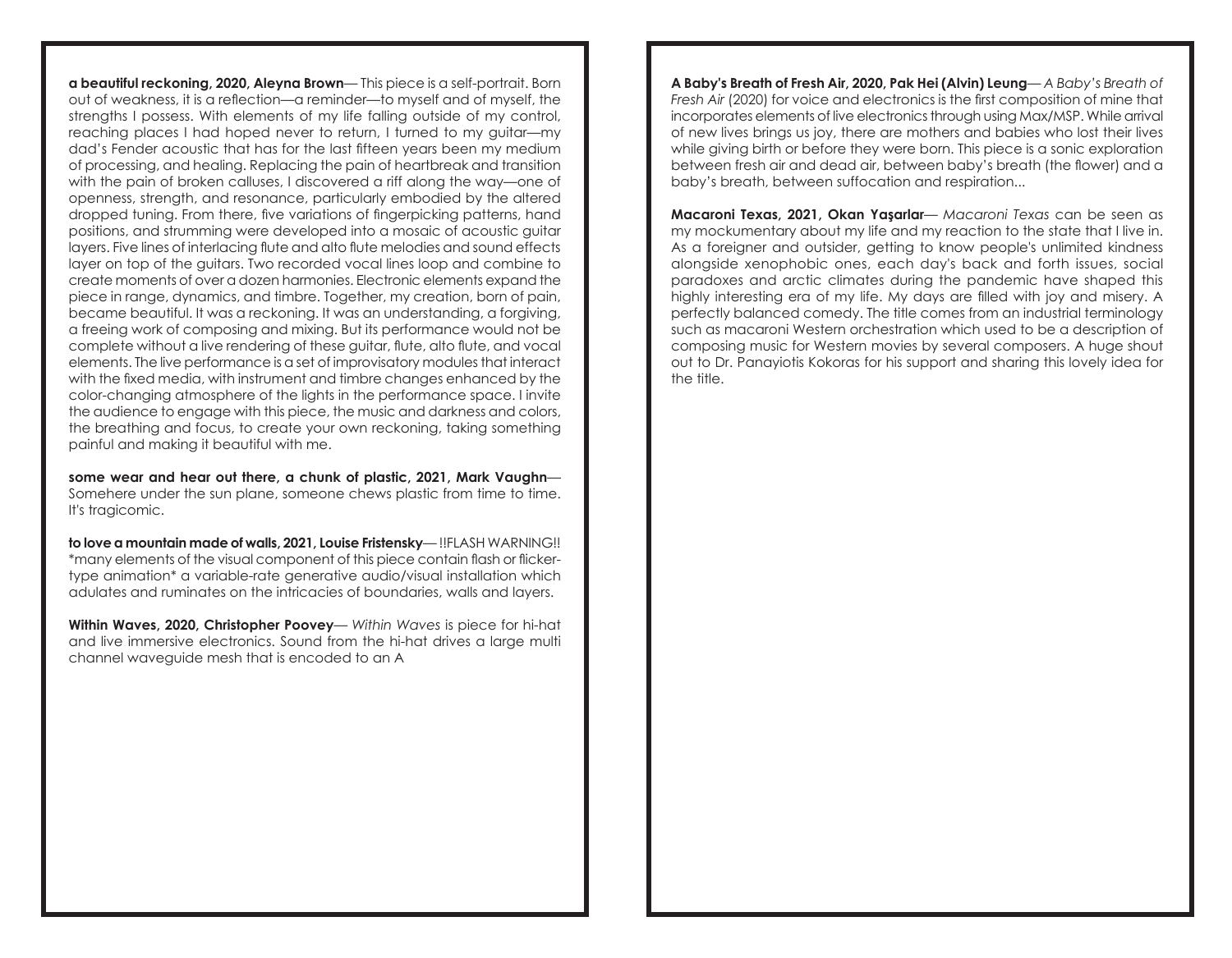**a beautiful reckoning, 2020, Aleyna Brown**— This piece is a self-portrait. Born out of weakness, it is a reflection—a reminder—to myself and of myself, the strengths I possess. With elements of my life falling outside of my control, reaching places I had hoped never to return, I turned to my guitar—my dad's Fender acoustic that has for the last fifteen years been my medium of processing, and healing. Replacing the pain of heartbreak and transition with the pain of broken calluses, I discovered a riff along the way—one of openness, strength, and resonance, particularly embodied by the altered dropped tuning. From there, five variations of fingerpicking patterns, hand positions, and strumming were developed into a mosaic of acoustic guitar layers. Five lines of interlacing flute and alto flute melodies and sound effects layer on top of the guitars. Two recorded vocal lines loop and combine to create moments of over a dozen harmonies. Electronic elements expand the piece in range, dynamics, and timbre. Together, my creation, born of pain, became beautiful. It was a reckoning. It was an understanding, a forgiving, a freeing work of composing and mixing. But its performance would not be complete without a live rendering of these guitar, flute, alto flute, and vocal elements. The live performance is a set of improvisatory modules that interact with the fixed media, with instrument and timbre changes enhanced by the color-changing atmosphere of the lights in the performance space. I invite the audience to engage with this piece, the music and darkness and colors, the breathing and focus, to create your own reckoning, taking something painful and making it beautiful with me.

**some wear and hear out there, a chunk of plastic, 2021, Mark Vaughn**— Somehere under the sun plane, someone chews plastic from time to time. It's tragicomic.

**to love a mountain made of walls, 2021, Louise Fristensky**— !!FLASH WARNING!! *many elements of the visual component of this piece contain flash or flicker-type animation* a variable-rate generative audio/visual installation which adulates and ruminates on the intricacies of boundaries, walls and layers.

**Within Waves, 2020, Christopher Poovey**— *Within Waves* is piece for hi-hat and live immersive electronics. Sound from the hi-hat drives a large multi channel waveguide mesh that is encoded to an A

**A Baby's Breath of Fresh Air, 2020, Pak Hei (Alvin) Leung**— *A Baby's Breath of Fresh Air* (2020) for voice and electronics is the first composition of mine that incorporates elements of live electronics through using Max/MSP. While arrival of new lives brings us joy, there are mothers and babies who lost their lives while giving birth or before they were born. This piece is a sonic exploration between fresh air and dead air, between baby's breath (the flower) and a baby's breath, between suffocation and respiration...

**Macaroni Texas, 2021, Okan Yaşarlar**— *Macaroni Texas* can be seen as my mockumentary about my life and my reaction to the state that I live in. As a foreigner and outsider, getting to know people's unlimited kindness alongside xenophobic ones, each day's back and forth issues, social paradoxes and arctic climates during the pandemic have shaped this highly interesting era of my life. My days are filled with joy and misery. A perfectly balanced comedy. The title comes from an industrial terminology such as macaroni Western orchestration which used to be a description of composing music for Western movies by several composers. A huge shout out to Dr. Panayiotis Kokoras for his support and sharing this lovely idea for the title.